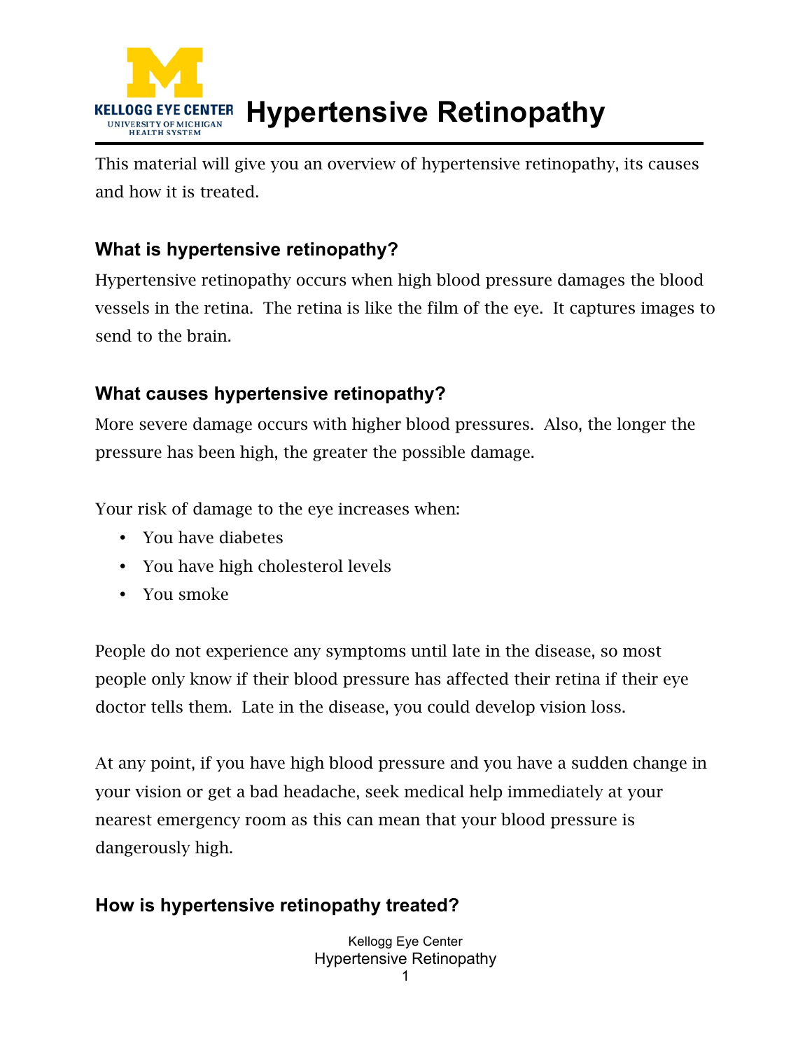# Hypertensive Retinopathy

This material will give you an overview of hypertensive retinopathy, its causes and how it is treated.

## What is hypertensive retinopathy?

Hypertensive retinopathy occurs when high blood pressure damages the blood vessels in the retina. The retina is like the film of the eye. It captures images to send to the brain.

## What causes hypertensive retinopathy?

More severe damage occurs with higher blood pressures. Also, the longer the pressure has been high, the greater the possible damage.

Your risk of damage to the eye increases when:

- You have diabetes
- You have high cholesterol levels
- You smoke

People do not experience any symptoms until late in the disease, so most people only know if their blood pressure has affected their retina if their eye doctor tells them. Late in the disease, you could develop vision loss.

At any point, if you have high blood pressure and you have a sudden change in your vision or get a bad headache, seek medical help immediately at your nearest emergency room as this can mean that your blood pressure is dangerously high.

## How is hypertensive retinopathy treated?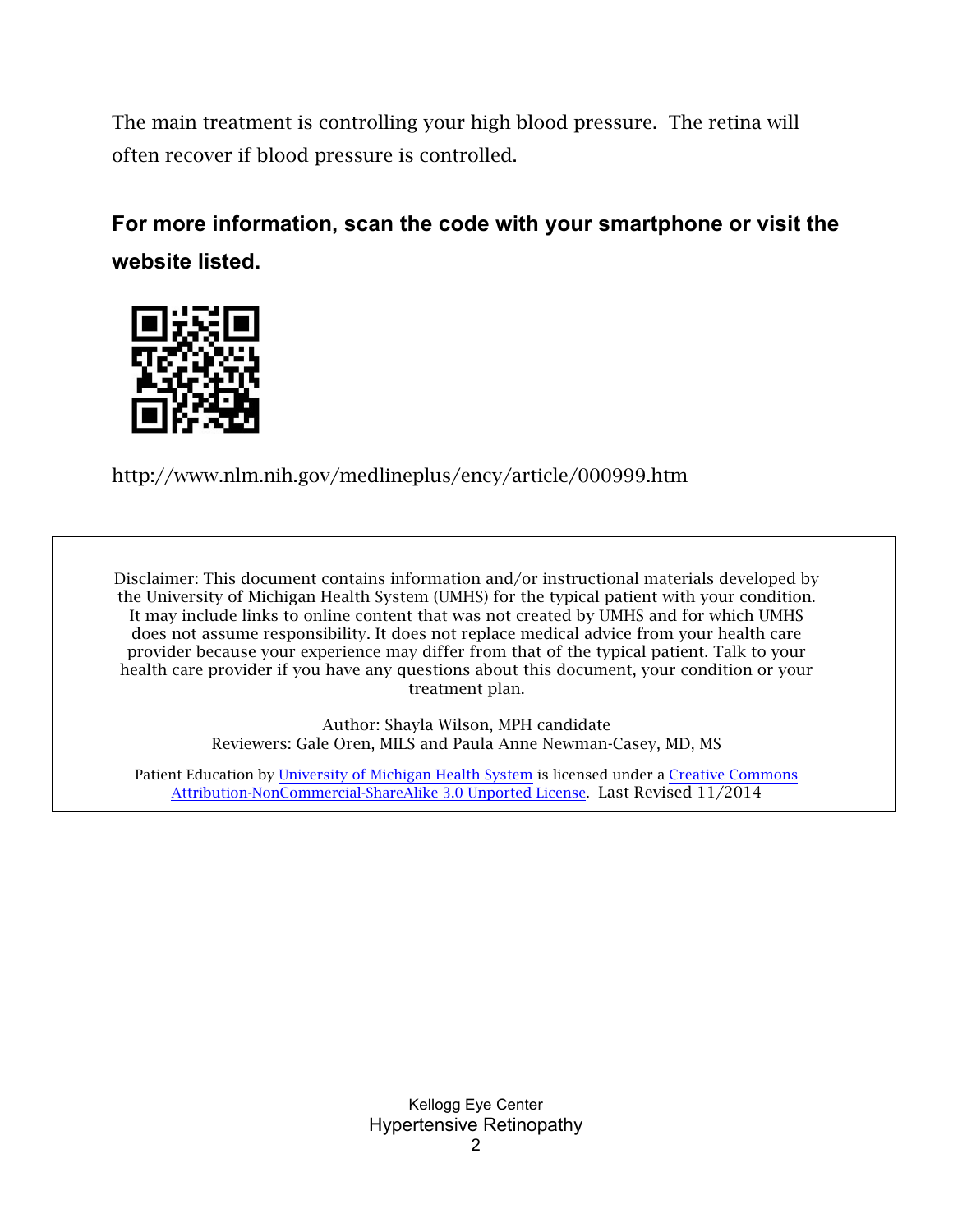The main treatment is controlling your high blood pressure. The retina will often recover if blood pressure is controlled.

**For more information, scan the code with your smartphone or visit the website listed.**

http://www.nlm.nih.gov/medlineplus/ency/article/000999.htm

Disclaimer: This document contains information and/or instructional materials developed by the University of Michigan Health System (UMHS) for the typical patient with your condition. It may include links to online content that was not created by UMHS and for which UMHS does not assume responsibility. It does not replace medical advice from your health care provider because your experience may differ from that of the typical patient. Talk to your health care provider if you have any questions about this document, your condition or your treatment plan.

Author: Shayla Wilson, MPH candidate
Reviewers: Gale Oren, MILS and Paula Anne Newman-Casey, MD, MS

Patient Education by University of Michigan Health System is licensed under a Creative Commons Attribution-NonCommercial-ShareAlike 3.0 Unported License. Last Revised 11/2014